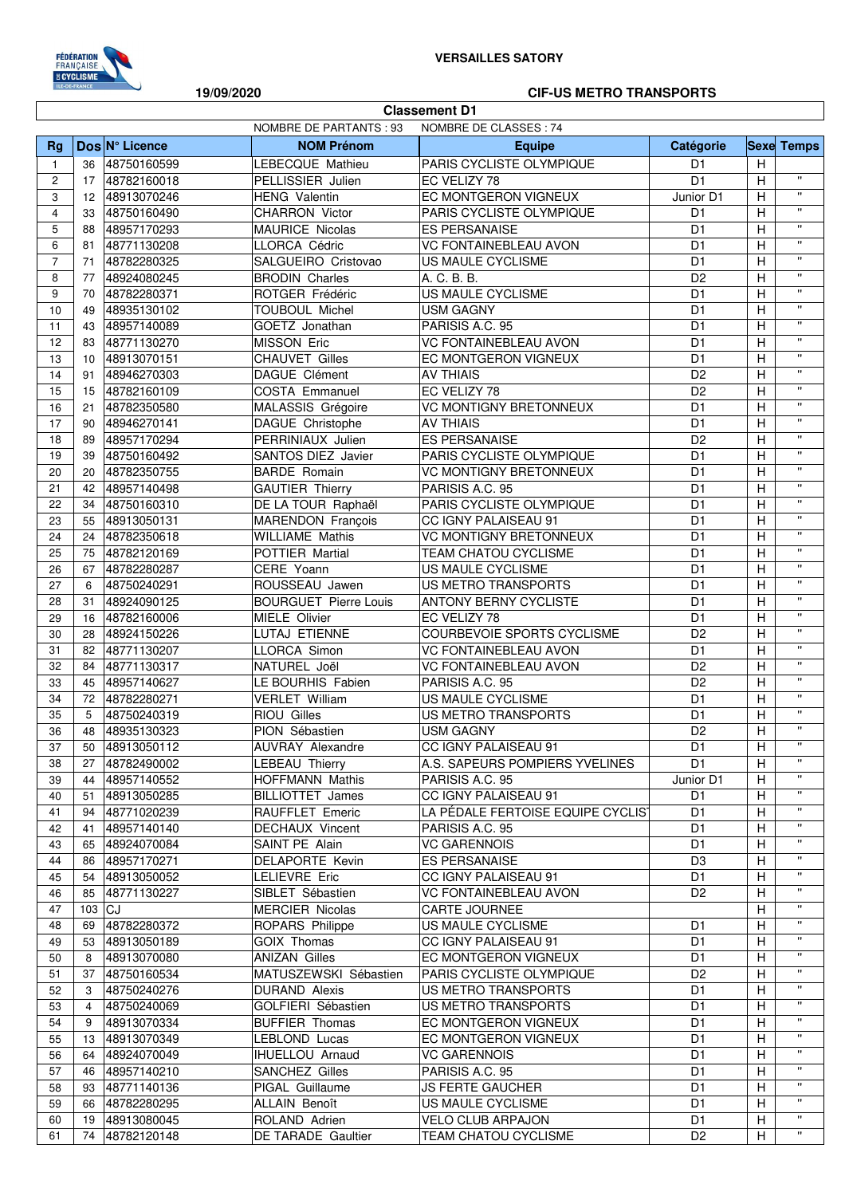**VERSAILLES SATORY**

**19/09/2020** **CIF-US METRO TRANSPORTS**

## Classement D1

NOMBRE DE PARTANTS : 93 NOMBRE DE CLASSES : 74

| Rg | Dos | N° Licence | NOM Prénom | Equipe | Catégorie | Sexe | Temps |
|---|---|---|---|---|---|---|---|
| 1 | 36 | 48750160599 | LEBECQUE Mathieu | PARIS CYCLISTE OLYMPIQUE | D1 | H | |
| 2 | 17 | 48782160018 | PELLISSIER Julien | EC VELIZY 78 | D1 | H | " |
| 3 | 12 | 48913070246 | HENG Valentin | EC MONTGERON VIGNEUX | Junior D1 | H | " |
| 4 | 33 | 48750160490 | CHARRON Victor | PARIS CYCLISTE OLYMPIQUE | D1 | H | " |
| 5 | 88 | 48957170293 | MAURICE Nicolas | ES PERSANAISE | D1 | H | " |
| 6 | 81 | 48771130208 | LLORCA Cédric | VC FONTAINEBLEAU AVON | D1 | H | " |
| 7 | 71 | 48782280325 | SALGUEIRO Cristovao | US MAULE CYCLISME | D1 | H | " |
| 8 | 77 | 48924080245 | BRODIN Charles | A. C. B. B. | D2 | H | " |
| 9 | 70 | 48782280371 | ROTGER Frédéric | US MAULE CYCLISME | D1 | H | " |
| 10 | 49 | 48935130102 | TOUBOUL Michel | USM GAGNY | D1 | H | " |
| 11 | 43 | 48957140089 | GOETZ Jonathan | PARISIS A.C. 95 | D1 | H | " |
| 12 | 83 | 48771130270 | MISSON Eric | VC FONTAINEBLEAU AVON | D1 | H | " |
| 13 | 10 | 48913070151 | CHAUVET Gilles | EC MONTGERON VIGNEUX | D1 | H | " |
| 14 | 91 | 48946270303 | DAGUE Clément | AV THIAIS | D2 | H | " |
| 15 | 15 | 48782160109 | COSTA Emmanuel | EC VELIZY 78 | D2 | H | " |
| 16 | 21 | 48782350580 | MALASSIS Grégoire | VC MONTIGNY BRETONNEUX | D1 | H | " |
| 17 | 90 | 48946270141 | DAGUE Christophe | AV THIAIS | D1 | H | " |
| 18 | 89 | 48957170294 | PERRINIAUX Julien | ES PERSANAISE | D2 | H | " |
| 19 | 39 | 48750160492 | SANTOS DIEZ Javier | PARIS CYCLISTE OLYMPIQUE | D1 | H | " |
| 20 | 20 | 48782350755 | BARDE Romain | VC MONTIGNY BRETONNEUX | D1 | H | " |
| 21 | 42 | 48957140498 | GAUTIER Thierry | PARISIS A.C. 95 | D1 | H | " |
| 22 | 34 | 48750160310 | DE LA TOUR Raphaël | PARIS CYCLISTE OLYMPIQUE | D1 | H | " |
| 23 | 55 | 48913050131 | MARENDON François | CC IGNY PALAISEAU 91 | D1 | H | " |
| 24 | 24 | 48782350618 | WILLIAME Mathis | VC MONTIGNY BRETONNEUX | D1 | H | " |
| 25 | 75 | 48782120169 | POTTIER Martial | TEAM CHATOU CYCLISME | D1 | H | " |
| 26 | 67 | 48782280287 | CERE Yoann | US MAULE CYCLISME | D1 | H | " |
| 27 | 6 | 48750240291 | ROUSSEAU Jawen | US METRO TRANSPORTS | D1 | H | " |
| 28 | 31 | 48924090125 | BOURGUET Pierre Louis | ANTONY BERNY CYCLISTE | D1 | H | " |
| 29 | 16 | 48782160006 | MIELE Olivier | EC VELIZY 78 | D1 | H | " |
| 30 | 28 | 48924150226 | LUTAJ ETIENNE | COURBEVOIE SPORTS CYCLISME | D2 | H | " |
| 31 | 82 | 48771130207 | LLORCA Simon | VC FONTAINEBLEAU AVON | D1 | H | " |
| 32 | 84 | 48771130317 | NATUREL Joël | VC FONTAINEBLEAU AVON | D2 | H | " |
| 33 | 45 | 48957140627 | LE BOURHIS Fabien | PARISIS A.C. 95 | D2 | H | " |
| 34 | 72 | 48782280271 | VERLET William | US MAULE CYCLISME | D1 | H | " |
| 35 | 5 | 48750240319 | RIOU Gilles | US METRO TRANSPORTS | D1 | H | " |
| 36 | 48 | 48935130323 | PION Sébastien | USM GAGNY | D2 | H | " |
| 37 | 50 | 48913050112 | AUVRAY Alexandre | CC IGNY PALAISEAU 91 | D1 | H | " |
| 38 | 27 | 48782490002 | LEBEAU Thierry | A.S. SAPEURS POMPIERS YVELINES | D1 | H | " |
| 39 | 44 | 48957140552 | HOFFMANN Mathis | PARISIS A.C. 95 | Junior D1 | H | " |
| 40 | 51 | 48913050285 | BILLIOTTET James | CC IGNY PALAISEAU 91 | D1 | H | " |
| 41 | 94 | 48771020239 | RAUFFLET Emeric | LA PÉDALE FERTOISE EQUIPE CYCLIS | D1 | H | " |
| 42 | 41 | 48957140140 | DECHAUX Vincent | PARISIS A.C. 95 | D1 | H | " |
| 43 | 65 | 48924070084 | SAINT PE Alain | VC GARENNOIS | D1 | H | " |
| 44 | 86 | 48957170271 | DELAPORTE Kevin | ES PERSANAISE | D3 | H | " |
| 45 | 54 | 48913050052 | LELIEVRE Eric | CC IGNY PALAISEAU 91 | D1 | H | " |
| 46 | 85 | 48771130227 | SIBLET Sébastien | VC FONTAINEBLEAU AVON | D2 | H | " |
| 47 | 103 | CJ | MERCIER Nicolas | CARTE JOURNEE | | H | " |
| 48 | 69 | 48782280372 | ROPARS Philippe | US MAULE CYCLISME | D1 | H | " |
| 49 | 53 | 48913050189 | GOIX Thomas | CC IGNY PALAISEAU 91 | D1 | H | " |
| 50 | 8 | 48913070080 | ANIZAN Gilles | EC MONTGERON VIGNEUX | D1 | H | " |
| 51 | 37 | 48750160534 | MATUSZEWSKI Sébastien | PARIS CYCLISTE OLYMPIQUE | D2 | H | " |
| 52 | 3 | 48750240276 | DURAND Alexis | US METRO TRANSPORTS | D1 | H | " |
| 53 | 4 | 48750240069 | GOLFIERI Sébastien | US METRO TRANSPORTS | D1 | H | " |
| 54 | 9 | 48913070334 | BUFFIER Thomas | EC MONTGERON VIGNEUX | D1 | H | " |
| 55 | 13 | 48913070349 | LEBLOND Lucas | EC MONTGERON VIGNEUX | D1 | H | " |
| 56 | 64 | 48924070049 | IHUELLOU Arnaud | VC GARENNOIS | D1 | H | " |
| 57 | 46 | 48957140210 | SANCHEZ Gilles | PARISIS A.C. 95 | D1 | H | " |
| 58 | 93 | 48771140136 | PIGAL Guillaume | JS FERTE GAUCHER | D1 | H | " |
| 59 | 66 | 48782280295 | ALLAIN Benoît | US MAULE CYCLISME | D1 | H | " |
| 60 | 19 | 48913080045 | ROLAND Adrien | VELO CLUB ARPAJON | D1 | H | " |
| 61 | 74 | 48782120148 | DE TARADE Gaultier | TEAM CHATOU CYCLISME | D2 | H | " |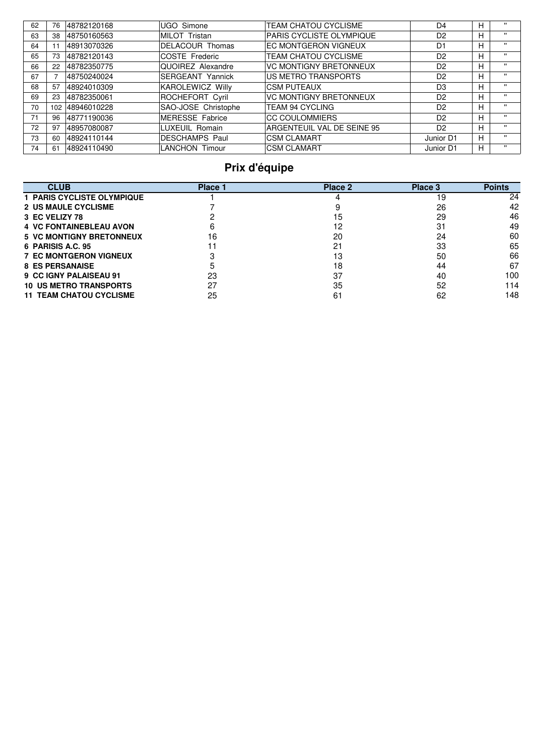| | | | | | | | |
|---|---|---|---|---|---|---|---|
| 62 | 76 | 48782120168 | UGO Simone | TEAM CHATOU CYCLISME | D4 | H | " |
| 63 | 38 | 48750160563 | MILOT Tristan | PARIS CYCLISTE OLYMPIQUE | D2 | H | " |
| 64 | 11 | 48913070326 | DELACOUR Thomas | EC MONTGERON VIGNEUX | D1 | H | " |
| 65 | 73 | 48782120143 | COSTE Frederic | TEAM CHATOU CYCLISME | D2 | H | " |
| 66 | 22 | 48782350775 | QUOIREZ Alexandre | VC MONTIGNY BRETONNEUX | D2 | H | " |
| 67 | 7 | 48750240024 | SERGEANT Yannick | US METRO TRANSPORTS | D2 | H | " |
| 68 | 57 | 48924010309 | KAROLEWICZ Willy | CSM PUTEAUX | D3 | H | " |
| 69 | 23 | 48782350061 | ROCHEFORT Cyril | VC MONTIGNY BRETONNEUX | D2 | H | " |
| 70 | 102 | 48946010228 | SAO-JOSE Christophe | TEAM 94 CYCLING | D2 | H | " |
| 71 | 96 | 48771190036 | MERESSE Fabrice | CC COULOMMIERS | D2 | H | " |
| 72 | 97 | 48957080087 | LUXEUIL Romain | ARGENTEUIL VAL DE SEINE 95 | D2 | H | " |
| 73 | 60 | 48924110144 | DESCHAMPS Paul | CSM CLAMART | Junior D1 | H | " |
| 74 | 61 | 48924110490 | LANCHON Timour | CSM CLAMART | Junior D1 | H | " |

## Prix d'équipe

| CLUB | Place 1 | Place 2 | Place 3 | Points |
|---|---|---|---|---|
| **1 PARIS CYCLISTE OLYMPIQUE** | 1 | 4 | 19 | 24 |
| **2 US MAULE CYCLISME** | 7 | 9 | 26 | 42 |
| **3 EC VELIZY 78** | 2 | 15 | 29 | 46 |
| **4 VC FONTAINEBLEAU AVON** | 6 | 12 | 31 | 49 |
| **5 VC MONTIGNY BRETONNEUX** | 16 | 20 | 24 | 60 |
| **6 PARISIS A.C. 95** | 11 | 21 | 33 | 65 |
| **7 EC MONTGERON VIGNEUX** | 3 | 13 | 50 | 66 |
| **8 ES PERSANAISE** | 5 | 18 | 44 | 67 |
| **9 CC IGNY PALAISEAU 91** | 23 | 37 | 40 | 100 |
| **10 US METRO TRANSPORTS** | 27 | 35 | 52 | 114 |
| **11 TEAM CHATOU CYCLISME** | 25 | 61 | 62 | 148 |